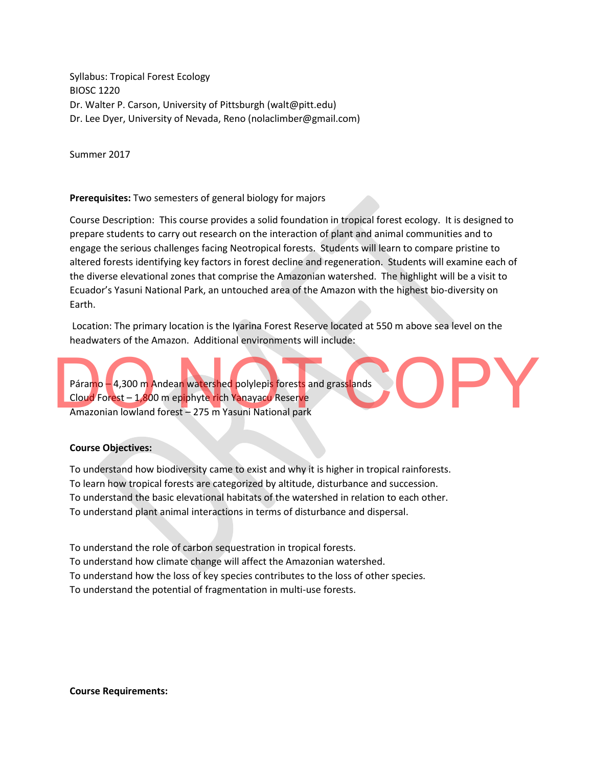Syllabus: Tropical Forest Ecology
BIOSC 1220
Dr. Walter P. Carson, University of Pittsburgh (walt@pitt.edu)
Dr. Lee Dyer, University of Nevada, Reno (nolaclimber@gmail.com)

Summer 2017

**Prerequisites:** Two semesters of general biology for majors

Course Description: This course provides a solid foundation in tropical forest ecology. It is designed to prepare students to carry out research on the interaction of plant and animal communities and to engage the serious challenges facing Neotropical forests. Students will learn to compare pristine to altered forests identifying key factors in forest decline and regeneration. Students will examine each of the diverse elevational zones that comprise the Amazonian watershed. The highlight will be a visit to Ecuador's Yasuni National Park, an untouched area of the Amazon with the highest bio-diversity on Earth.

Location: The primary location is the Iyarina Forest Reserve located at 550 m above sea level on the headwaters of the Amazon. Additional environments will include:

Páramo – 4,300 m Andean watershed polylepis forests and grasslands
Cloud Forest – 1,800 m epiphyte rich Yanayacu Reserve
Amazonian lowland forest – 275 m Yasuni National park

**Course Objectives:**

To understand how biodiversity came to exist and why it is higher in tropical rainforests.
To learn how tropical forests are categorized by altitude, disturbance and succession.
To understand the basic elevational habitats of the watershed in relation to each other.
To understand plant animal interactions in terms of disturbance and dispersal.

To understand the role of carbon sequestration in tropical forests.
To understand how climate change will affect the Amazonian watershed.
To understand how the loss of key species contributes to the loss of other species.
To understand the potential of fragmentation in multi-use forests.

**Course Requirements:**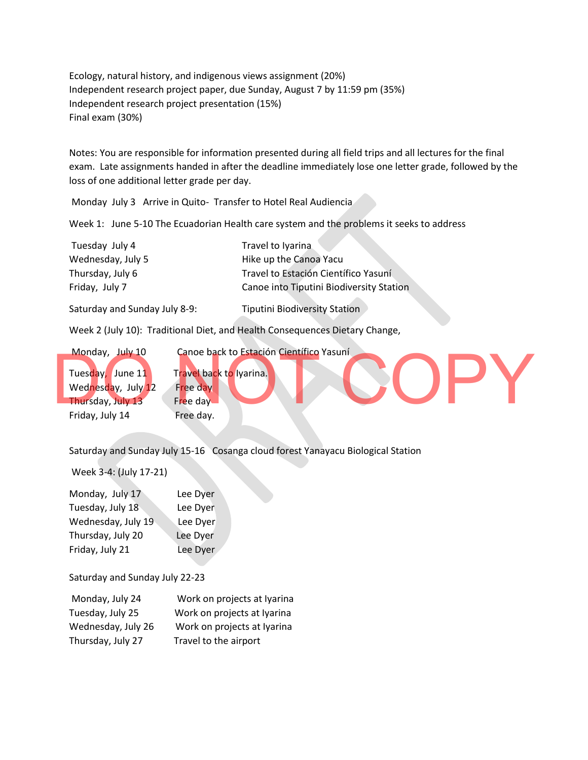Ecology, natural history, and indigenous views assignment (20%)
Independent research project paper, due Sunday, August 7 by 11:59 pm (35%)
Independent research project presentation (15%)
Final exam (30%)

Notes: You are responsible for information presented during all field trips and all lectures for the final exam. Late assignments handed in after the deadline immediately lose one letter grade, followed by the loss of one additional letter grade per day.

Monday July 3 Arrive in Quito- Transfer to Hotel Real Audiencia

Week 1: June 5-10 The Ecuadorian Health care system and the problems it seeks to address

| | |
|---|---|
| Tuesday July 4 | Travel to Iyarina |
| Wednesday, July 5 | Hike up the Canoa Yacu |
| Thursday, July 6 | Travel to Estación Científico Yasuní |
| Friday, July 7 | Canoe into Tiputini Biodiversity Station |

Saturday and Sunday July 8-9: Tiputini Biodiversity Station

Week 2 (July 10): Traditional Diet, and Health Consequences Dietary Change,

| | |
|---|---|
| Monday, July 10 | Canoe back to Estación Científico Yasuní |
| Tuesday, June 11 | Travel back to Iyarina. |
| Wednesday, July 12 | Free day |
| Thursday, July 13 | Free day |
| Friday, July 14 | Free day. |

Saturday and Sunday July 15-16 Cosanga cloud forest Yanayacu Biological Station

Week 3-4: (July 17-21)

| | |
|---|---|
| Monday, July 17 | Lee Dyer |
| Tuesday, July 18 | Lee Dyer |
| Wednesday, July 19 | Lee Dyer |
| Thursday, July 20 | Lee Dyer |
| Friday, July 21 | Lee Dyer |

Saturday and Sunday July 22-23

| | |
|---|---|
| Monday, July 24 | Work on projects at Iyarina |
| Tuesday, July 25 | Work on projects at Iyarina |
| Wednesday, July 26 | Work on projects at Iyarina |
| Thursday, July 27 | Travel to the airport |